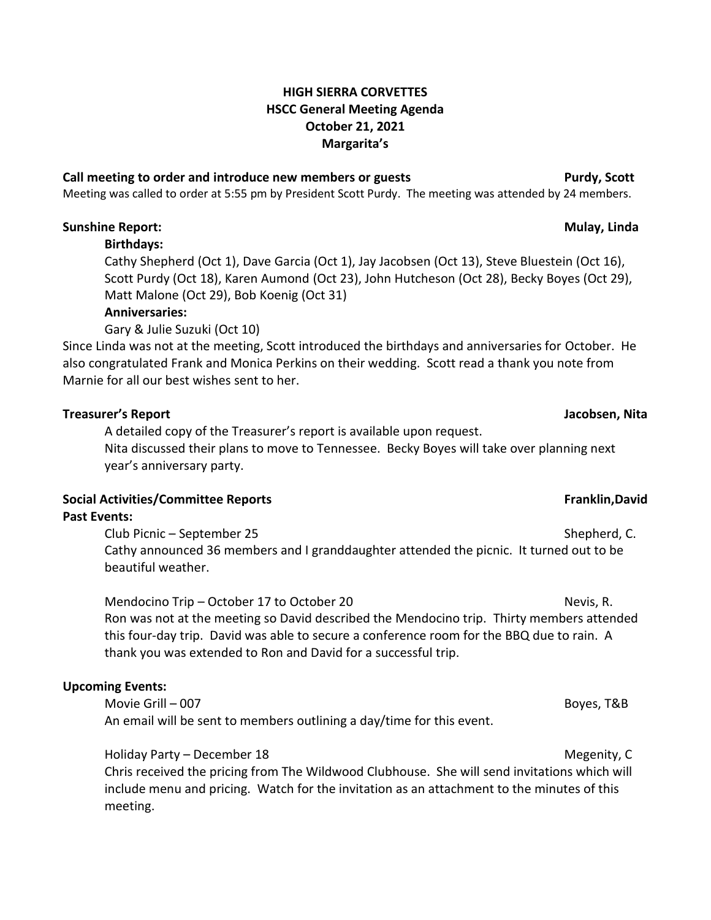# HIGH SIERRA CORVETTES
## HSCC General Meeting Agenda
## October 21, 2021
## Margarita's

**Call meeting to order and introduce new members or guests** — **Purdy, Scott**

Meeting was called to order at 5:55 pm by President Scott Purdy. The meeting was attended by 24 members.

**Sunshine Report:** — **Mulay, Linda**

**Birthdays:**

Cathy Shepherd (Oct 1), Dave Garcia (Oct 1), Jay Jacobsen (Oct 13), Steve Bluestein (Oct 16), Scott Purdy (Oct 18), Karen Aumond (Oct 23), John Hutcheson (Oct 28), Becky Boyes (Oct 29), Matt Malone (Oct 29), Bob Koenig (Oct 31)

**Anniversaries:**

Gary & Julie Suzuki (Oct 10)

Since Linda was not at the meeting, Scott introduced the birthdays and anniversaries for October. He also congratulated Frank and Monica Perkins on their wedding. Scott read a thank you note from Marnie for all our best wishes sent to her.

**Treasurer's Report** — **Jacobsen, Nita**

A detailed copy of the Treasurer's report is available upon request.
Nita discussed their plans to move to Tennessee. Becky Boyes will take over planning next year's anniversary party.

**Social Activities/Committee Reports** — **Franklin,David**

**Past Events:**

Club Picnic – September 25 — Shepherd, C.

Cathy announced 36 members and I granddaughter attended the picnic. It turned out to be beautiful weather.

Mendocino Trip – October 17 to October 20 — Nevis, R.

Ron was not at the meeting so David described the Mendocino trip. Thirty members attended this four-day trip. David was able to secure a conference room for the BBQ due to rain. A thank you was extended to Ron and David for a successful trip.

**Upcoming Events:**

Movie Grill – 007 — Boyes, T&B

An email will be sent to members outlining a day/time for this event.

Holiday Party – December 18 — Megenity, C

Chris received the pricing from The Wildwood Clubhouse. She will send invitations which will include menu and pricing. Watch for the invitation as an attachment to the minutes of this meeting.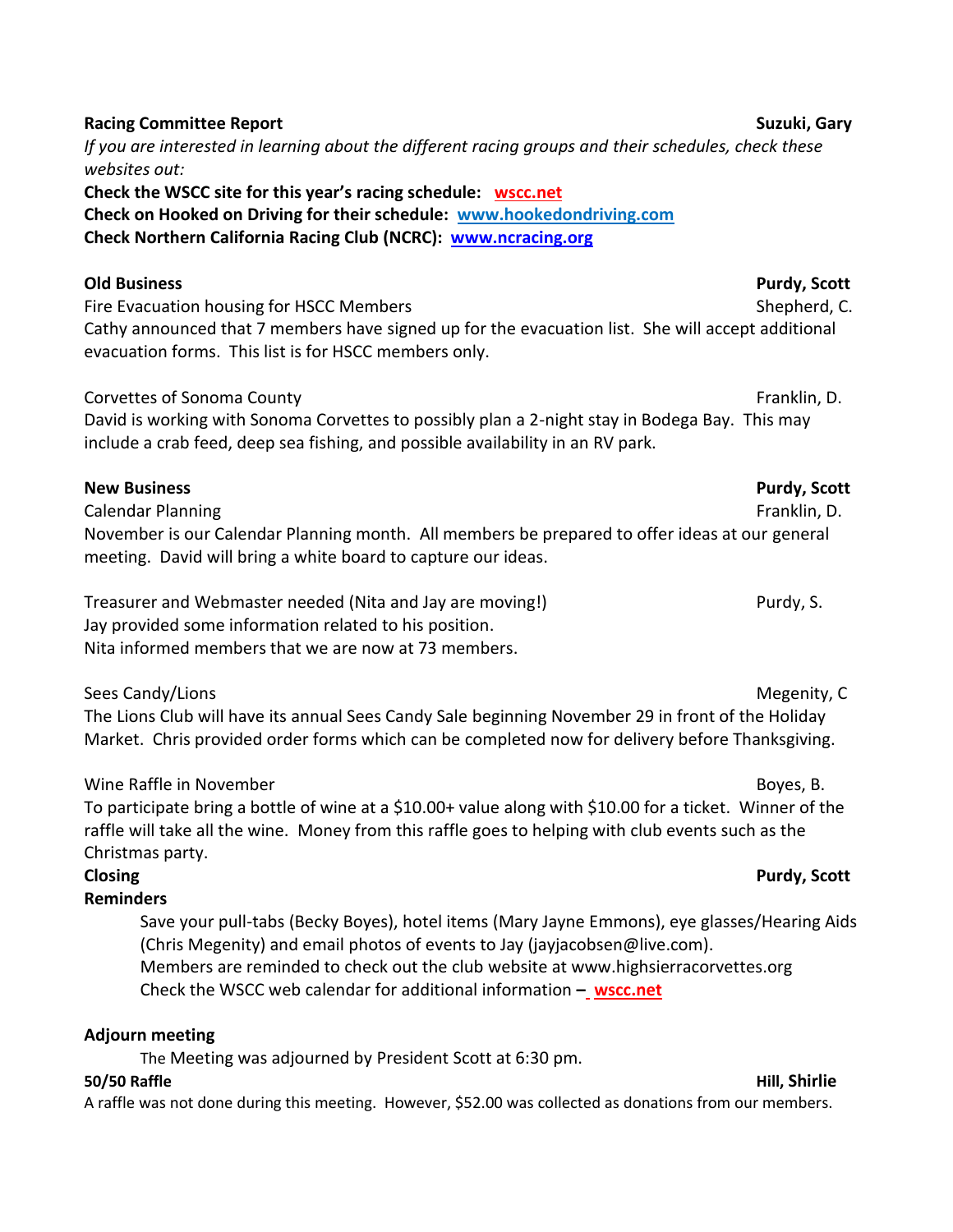**Racing Committee Report** **Suzuki, Gary**

*If you are interested in learning about the different racing groups and their schedules, check these websites out:*

**Check the WSCC site for this year's racing schedule: wscc.net**
**Check on Hooked on Driving for their schedule: www.hookedondriving.com**
**Check Northern California Racing Club (NCRC): www.ncracing.org**

**Old Business** **Purdy, Scott**

Fire Evacuation housing for HSCC Members Shepherd, C.
Cathy announced that 7 members have signed up for the evacuation list. She will accept additional evacuation forms. This list is for HSCC members only.

Corvettes of Sonoma County Franklin, D.
David is working with Sonoma Corvettes to possibly plan a 2-night stay in Bodega Bay. This may include a crab feed, deep sea fishing, and possible availability in an RV park.

**New Business** **Purdy, Scott**

Calendar Planning Franklin, D.
November is our Calendar Planning month. All members be prepared to offer ideas at our general meeting. David will bring a white board to capture our ideas.

Treasurer and Webmaster needed (Nita and Jay are moving!) Purdy, S.
Jay provided some information related to his position.
Nita informed members that we are now at 73 members.

Sees Candy/Lions Megenity, C
The Lions Club will have its annual Sees Candy Sale beginning November 29 in front of the Holiday Market. Chris provided order forms which can be completed now for delivery before Thanksgiving.

Wine Raffle in November Boyes, B.
To participate bring a bottle of wine at a $10.00+ value along with $10.00 for a ticket. Winner of the raffle will take all the wine. Money from this raffle goes to helping with club events such as the Christmas party.

**Closing** **Purdy, Scott**

**Reminders**

Save your pull-tabs (Becky Boyes), hotel items (Mary Jayne Emmons), eye glasses/Hearing Aids (Chris Megenity) and email photos of events to Jay (jayjacobsen@live.com).
Members are reminded to check out the club website at www.highsierracorvettes.org
Check the WSCC web calendar for additional information – wscc.net

**Adjourn meeting**

The Meeting was adjourned by President Scott at 6:30 pm.

**50/50 Raffle** **Hill, Shirlie**

A raffle was not done during this meeting. However, $52.00 was collected as donations from our members.